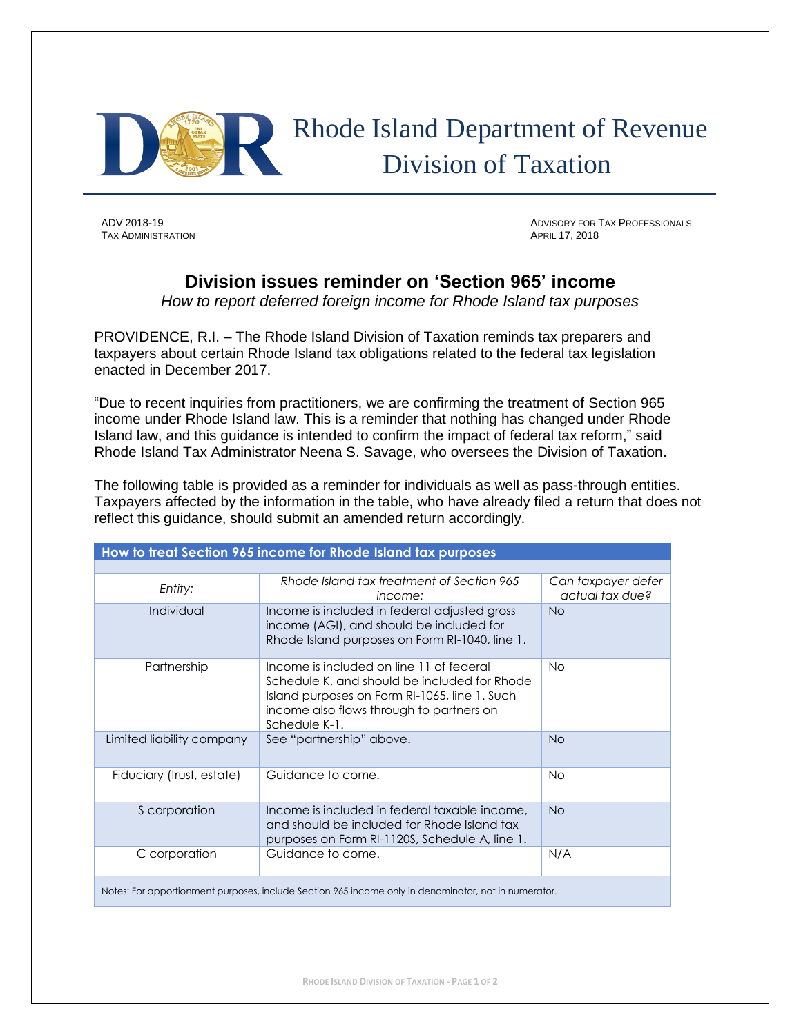# Rhode Island Department of Revenue Division of Taxation

ADV 2018-19
TAX ADMINISTRATION

ADVISORY FOR TAX PROFESSIONALS
APRIL 17, 2018

## Division issues reminder on 'Section 965' income

*How to report deferred foreign income for Rhode Island tax purposes*

PROVIDENCE, R.I. – The Rhode Island Division of Taxation reminds tax preparers and taxpayers about certain Rhode Island tax obligations related to the federal tax legislation enacted in December 2017.

"Due to recent inquiries from practitioners, we are confirming the treatment of Section 965 income under Rhode Island law. This is a reminder that nothing has changed under Rhode Island law, and this guidance is intended to confirm the impact of federal tax reform," said Rhode Island Tax Administrator Neena S. Savage, who oversees the Division of Taxation.

The following table is provided as a reminder for individuals as well as pass-through entities. Taxpayers affected by the information in the table, who have already filed a return that does not reflect this guidance, should submit an amended return accordingly.

**How to treat Section 965 income for Rhode Island tax purposes**

| *Entity:* | *Rhode Island tax treatment of Section 965 income:* | *Can taxpayer defer actual tax due?* |
|---|---|---|
| Individual | Income is included in federal adjusted gross income (AGI), and should be included for Rhode Island purposes on Form RI-1040, line 1. | No |
| Partnership | Income is included on line 11 of federal Schedule K, and should be included for Rhode Island purposes on Form RI-1065, line 1. Such income also flows through to partners on Schedule K-1. | No |
| Limited liability company | See "partnership" above. | No |
| Fiduciary (trust, estate) | Guidance to come. | No |
| S corporation | Income is included in federal taxable income, and should be included for Rhode Island tax purposes on Form RI-1120S, Schedule A, line 1. | No |
| C corporation | Guidance to come. | N/A |

Notes: For apportionment purposes, include Section 965 income only in denominator, not in numerator.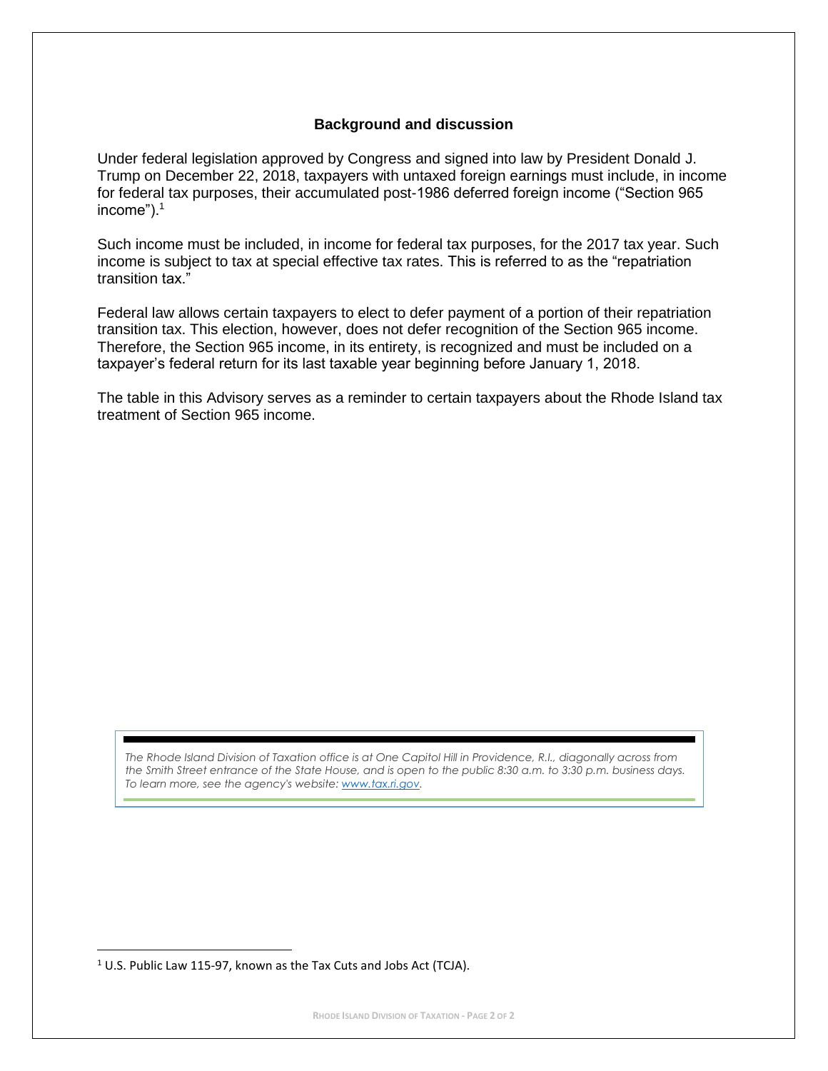## Background and discussion

Under federal legislation approved by Congress and signed into law by President Donald J. Trump on December 22, 2018, taxpayers with untaxed foreign earnings must include, in income for federal tax purposes, their accumulated post-1986 deferred foreign income ("Section 965 income").[1]

Such income must be included, in income for federal tax purposes, for the 2017 tax year. Such income is subject to tax at special effective tax rates. This is referred to as the "repatriation transition tax."

Federal law allows certain taxpayers to elect to defer payment of a portion of their repatriation transition tax. This election, however, does not defer recognition of the Section 965 income. Therefore, the Section 965 income, in its entirety, is recognized and must be included on a taxpayer's federal return for its last taxable year beginning before January 1, 2018.

The table in this Advisory serves as a reminder to certain taxpayers about the Rhode Island tax treatment of Section 965 income.

*The Rhode Island Division of Taxation office is at One Capitol Hill in Providence, R.I., diagonally across from the Smith Street entrance of the State House, and is open to the public 8:30 a.m. to 3:30 p.m. business days. To learn more, see the agency's website: [www.tax.ri.gov](http://www.tax.ri.gov).*

[1] U.S. Public Law 115-97, known as the Tax Cuts and Jobs Act (TCJA).